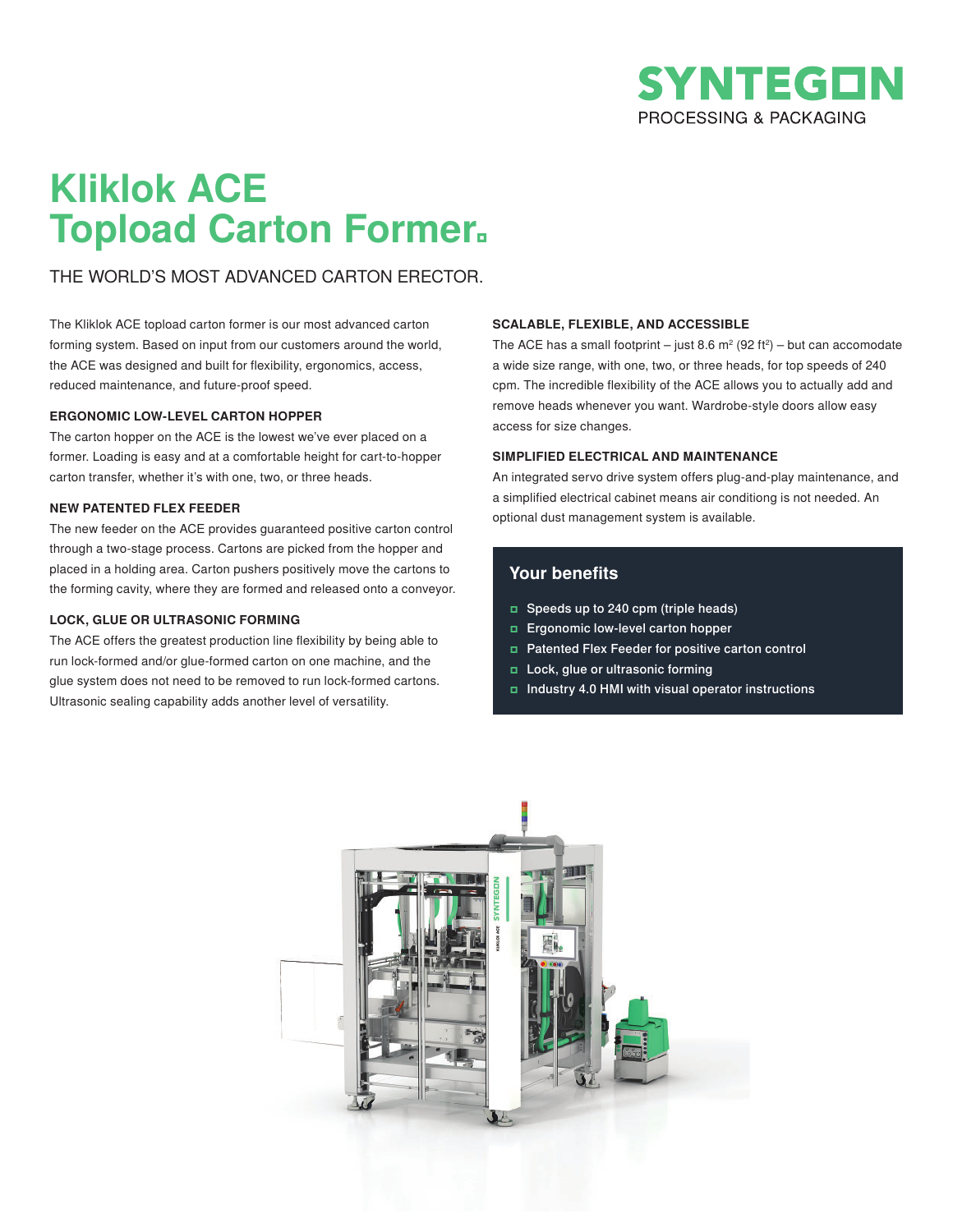SYNTEGON
PROCESSING & PACKAGING

# Kliklok ACE Topload Carton Former.

THE WORLD'S MOST ADVANCED CARTON ERECTOR.

The Kliklok ACE topload carton former is our most advanced carton forming system. Based on input from our customers around the world, the ACE was designed and built for flexibility, ergonomics, access, reduced maintenance, and future-proof speed.

### ERGONOMIC LOW-LEVEL CARTON HOPPER

The carton hopper on the ACE is the lowest we've ever placed on a former. Loading is easy and at a comfortable height for cart-to-hopper carton transfer, whether it's with one, two, or three heads.

### NEW PATENTED FLEX FEEDER

The new feeder on the ACE provides guaranteed positive carton control through a two-stage process. Cartons are picked from the hopper and placed in a holding area. Carton pushers positively move the cartons to the forming cavity, where they are formed and released onto a conveyor.

### LOCK, GLUE OR ULTRASONIC FORMING

The ACE offers the greatest production line flexibility by being able to run lock-formed and/or glue-formed carton on one machine, and the glue system does not need to be removed to run lock-formed cartons. Ultrasonic sealing capability adds another level of versatility.

### SCALABLE, FLEXIBLE, AND ACCESSIBLE

The ACE has a small footprint – just 8.6 $m^2$ (92 $ft^2$) – but can accomodate a wide size range, with one, two, or three heads, for top speeds of 240 cpm. The incredible flexibility of the ACE allows you to actually add and remove heads whenever you want. Wardrobe-style doors allow easy access for size changes.

### SIMPLIFIED ELECTRICAL AND MAINTENANCE

An integrated servo drive system offers plug-and-play maintenance, and a simplified electrical cabinet means air conditiong is not needed. An optional dust management system is available.

## Your benefits

- Speeds up to 240 cpm (triple heads)
- Ergonomic low-level carton hopper
- Patented Flex Feeder for positive carton control
- Lock, glue or ultrasonic forming
- Industry 4.0 HMI with visual operator instructions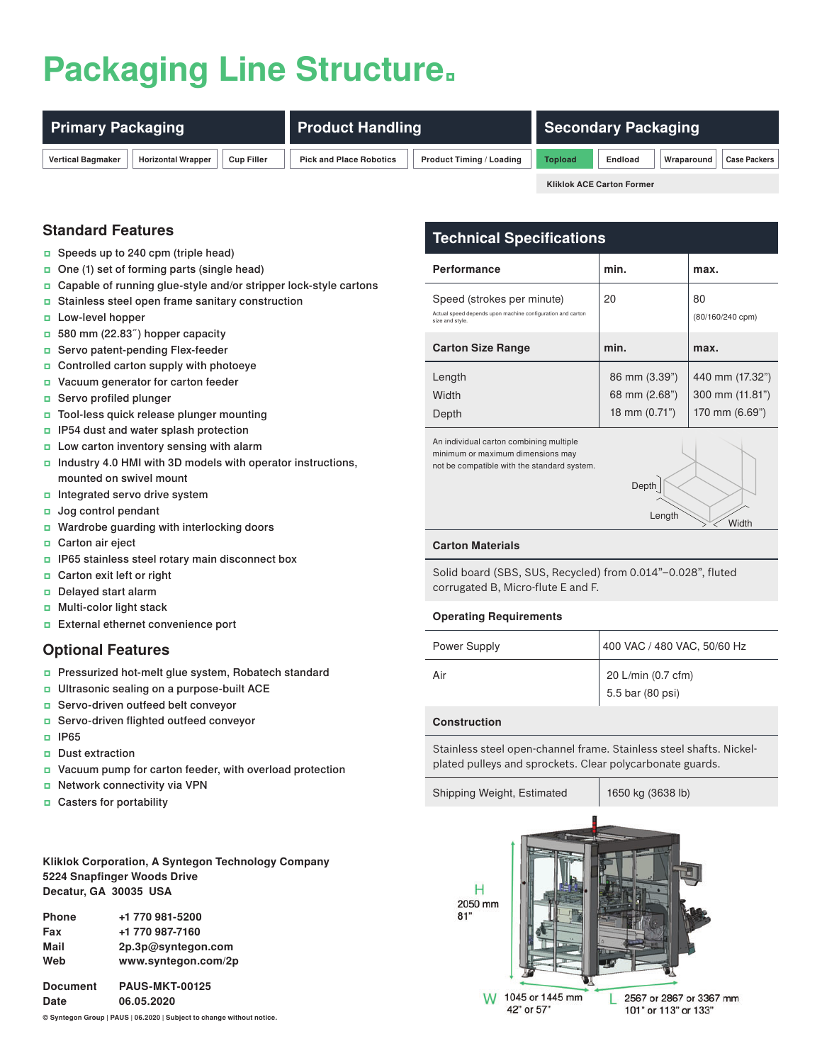# Packaging Line Structure

| Primary Packaging | | | Product Handling | | Secondary Packaging | | | |
|---|---|---|---|---|---|---|---|---|
| Vertical Bagmaker | Horizontal Wrapper | Cup Filler | Pick and Place Robotics | Product Timing / Loading | Topload | Endload | Wraparound | Case Packers |
| | | | | | Kliklok ACE Carton Former | | | |

## Standard Features

- Speeds up to 240 cpm (triple head)
- One (1) set of forming parts (single head)
- Capable of running glue-style and/or stripper lock-style cartons
- Stainless steel open frame sanitary construction
- Low-level hopper
- 580 mm (22.83˝) hopper capacity
- Servo patent-pending Flex-feeder
- Controlled carton supply with photoeye
- Vacuum generator for carton feeder
- Servo profiled plunger
- Tool-less quick release plunger mounting
- IP54 dust and water splash protection
- Low carton inventory sensing with alarm
- Industry 4.0 HMI with 3D models with operator instructions, mounted on swivel mount
- Integrated servo drive system
- Jog control pendant
- Wardrobe guarding with interlocking doors
- Carton air eject
- IP65 stainless steel rotary main disconnect box
- Carton exit left or right
- Delayed start alarm
- Multi-color light stack
- External ethernet convenience port

## Optional Features

- Pressurized hot-melt glue system, Robatech standard
- Ultrasonic sealing on a purpose-built ACE
- Servo-driven outfeed belt conveyor
- Servo-driven flighted outfeed conveyor
- IP65
- Dust extraction
- Vacuum pump for carton feeder, with overload protection
- Network connectivity via VPN
- Casters for portability

**Kliklok Corporation, A Syntegon Technology Company**
**5224 Snapfinger Woods Drive**
**Decatur, GA 30035 USA**

| | |
|---|---|
| **Phone** | **+1 770 981-5200** |
| **Fax** | **+1 770 987-7160** |
| **Mail** | **2p.3p@syntegon.com** |
| **Web** | **www.syntegon.com/2p** |

| | |
|---|---|
| **Document** | **PAUS-MKT-00125** |
| **Date** | **06.05.2020** |

© Syntegon Group | PAUS | 06.2020 | Subject to change without notice.

## Technical Specifications

| Performance | min. | max. |
|---|---|---|
| Speed (strokes per minute)<br>Actual speed depends upon machine configuration and carton size and style. | 20 | 80<br>(80/160/240 cpm) |

| Carton Size Range | min. | max. |
|---|---|---|
| Length | 86 mm (3.39") | 440 mm (17.32") |
| Width | 68 mm (2.68") | 300 mm (11.81") |
| Depth | 18 mm (0.71") | 170 mm (6.69") |

An individual carton combining multiple minimum or maximum dimensions may not be compatible with the standard system.

Depth
Length
Width

**Carton Materials**

Solid board (SBS, SUS, Recycled) from 0.014"–0.028", fluted corrugated B, Micro-flute E and F.

| Operating Requirements | |
|---|---|
| Power Supply | 400 VAC / 480 VAC, 50/60 Hz |
| Air | 20 L/min (0.7 cfm)<br>5.5 bar (80 psi) |

**Construction**

Stainless steel open-channel frame. Stainless steel shafts. Nickel-plated pulleys and sprockets. Clear polycarbonate guards.

| | |
|---|---|
| Shipping Weight, Estimated | 1650 kg (3638 lb) |

H
2050 mm
81"

W 1045 or 1445 mm
42" or 57"

L 2567 or 2867 or 3367 mm
101" or 113" or 133"